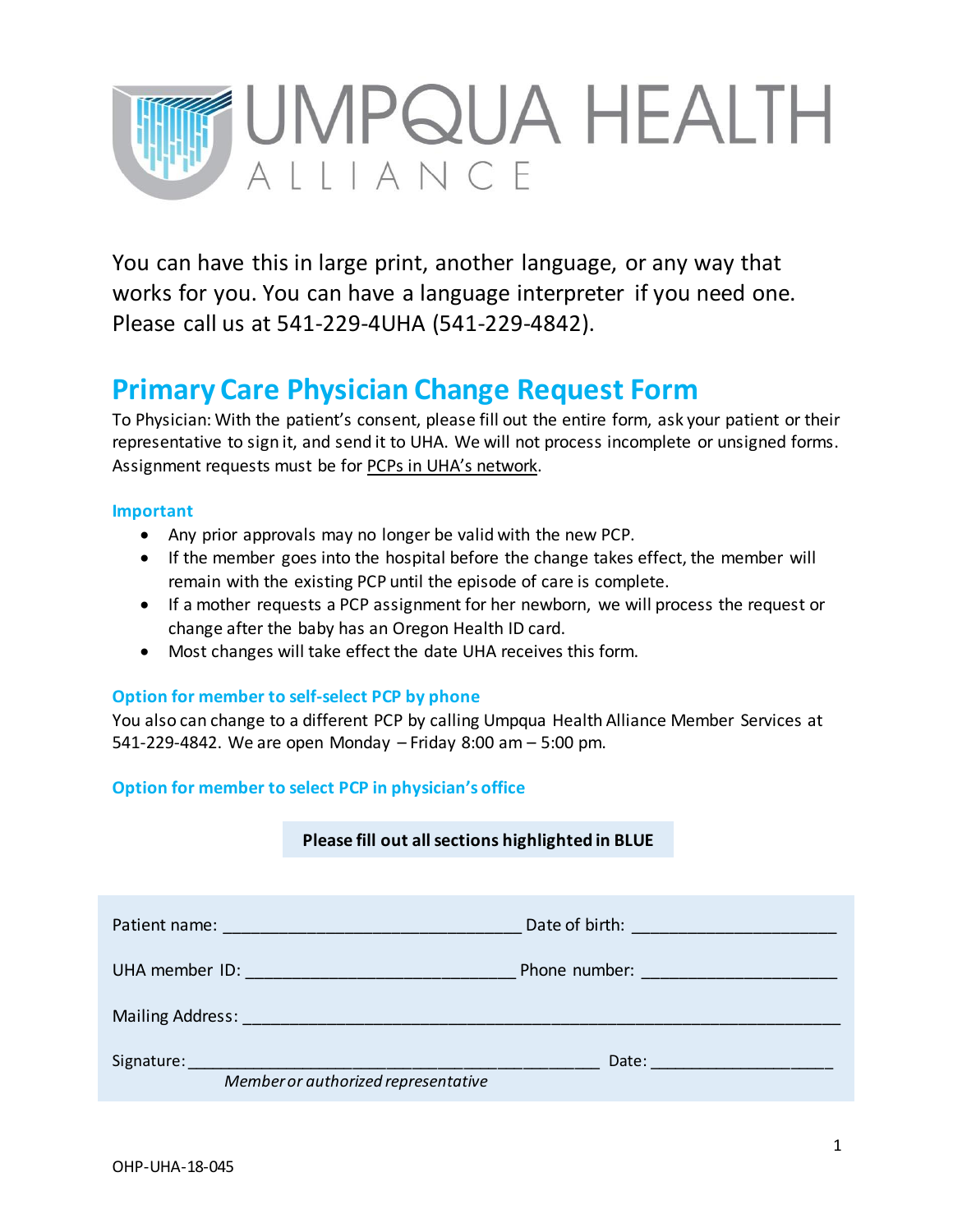# UMPQUA HEALTH ALLIANCE

You can have this in large print, another language, or any way that works for you. You can have a language interpreter if you need one. Please call us at 541-229-4UHA (541-229-4842).

## Primary Care Physician Change Request Form

To Physician: With the patient's consent, please fill out the entire form, ask your patient or their representative to sign it, and send it to UHA. We will not process incomplete or unsigned forms. Assignment requests must be for PCPs in UHA's network.

### Important

- Any prior approvals may no longer be valid with the new PCP.
- If the member goes into the hospital before the change takes effect, the member will remain with the existing PCP until the episode of care is complete.
- If a mother requests a PCP assignment for her newborn, we will process the request or change after the baby has an Oregon Health ID card.
- Most changes will take effect the date UHA receives this form.

### Option for member to self-select PCP by phone

You also can change to a different PCP by calling Umpqua Health Alliance Member Services at 541-229-4842. We are open Monday – Friday 8:00 am – 5:00 pm.

### Option for member to select PCP in physician's office

**Please fill out all sections highlighted in BLUE**

Patient name: ______________________________ Date of birth: ____________________

UHA member ID: ___________________________ Phone number: ___________________

Mailing Address: ______________________________________________________________

Signature: ___________________________________________ Date: __________________

*Member or authorized representative*

OHP-UHA-18-045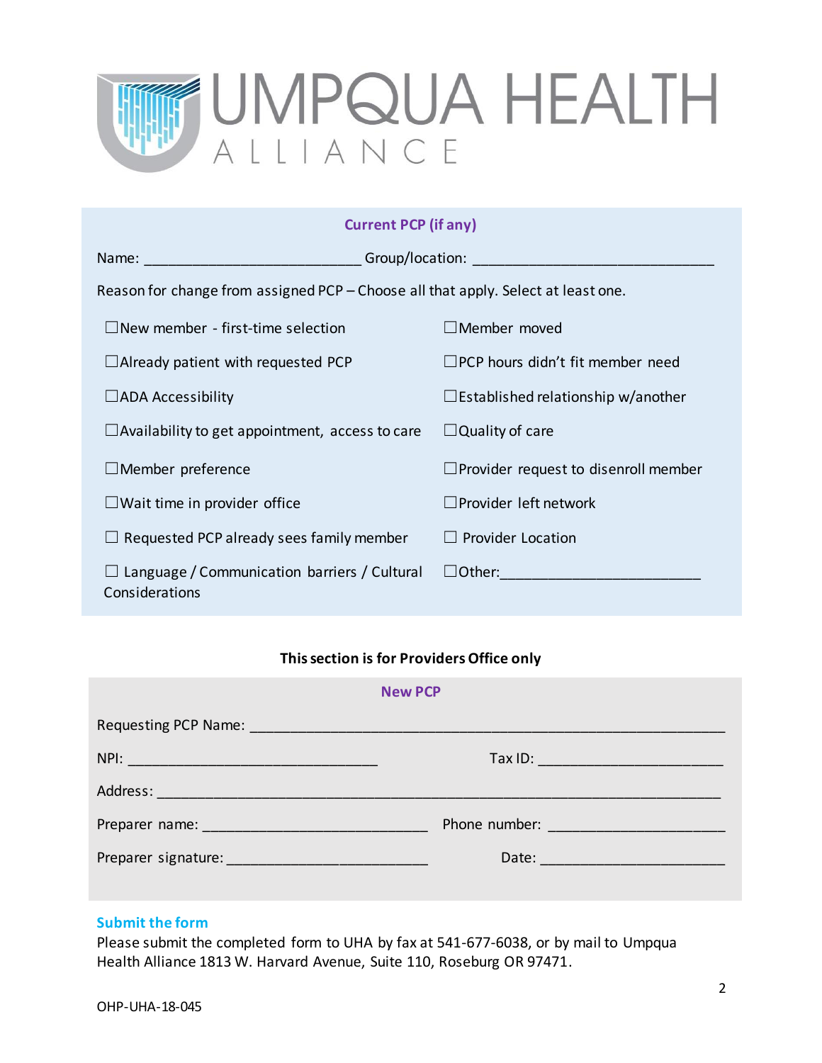# UMPQUA HEALTH ALLIANCE

## Current PCP (if any)

Name: ___________________________ Group/location: ______________________________

Reason for change from assigned PCP – Choose all that apply. Select at least one.

| | |
|---|---|
| ☐New member - first-time selection | ☐Member moved |
| ☐Already patient with requested PCP | ☐PCP hours didn't fit member need |
| ☐ADA Accessibility | ☐Established relationship w/another |
| ☐Availability to get appointment, access to care | ☐Quality of care |
| ☐Member preference | ☐Provider request to disenroll member |
| ☐Wait time in provider office | ☐Provider left network |
| ☐ Requested PCP already sees family member | ☐ Provider Location |
| ☐ Language / Communication barriers / Cultural Considerations | ☐Other:________________________ |

**This section is for Providers Office only**

## New PCP

Requesting PCP Name: ____________________________________________________________

NPI: _______________________________ Tax ID: _______________________

Address: _______________________________________________________________________

Preparer name: ___________________________ Phone number: ______________________

Preparer signature: ________________________ Date: _______________________

## Submit the form

Please submit the completed form to UHA by fax at 541-677-6038, or by mail to Umpqua Health Alliance 1813 W. Harvard Avenue, Suite 110, Roseburg OR 97471.

OHP-UHA-18-045